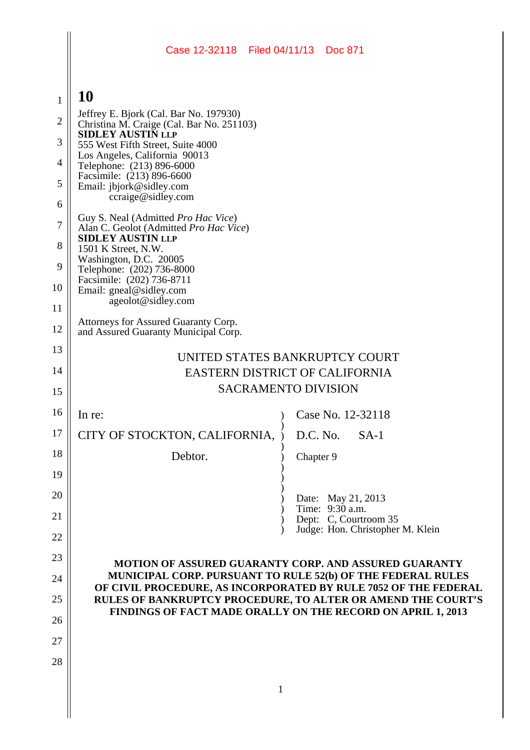10

Jeffrey E. Bjork (Cal. Bar No. 197930)
Christina M. Craige (Cal. Bar No. 251103)
**SIDLEY AUSTIN LLP**
555 West Fifth Street, Suite 4000
Los Angeles, California 90013
Telephone: (213) 896-6000
Facsimile: (213) 896-6600
Email: jbjork@sidley.com
ccraige@sidley.com

Guy S. Neal (Admitted *Pro Hac Vice*)
Alan C. Geolot (Admitted *Pro Hac Vice*)
**SIDLEY AUSTIN LLP**
1501 K Street, N.W.
Washington, D.C. 20005
Telephone: (202) 736-8000
Facsimile: (202) 736-8711
Email: gneal@sidley.com
ageolot@sidley.com

Attorneys for Assured Guaranty Corp.
and Assured Guaranty Municipal Corp.

UNITED STATES BANKRUPTCY COURT
EASTERN DISTRICT OF CALIFORNIA
SACRAMENTO DIVISION

| | |
|---|---|
| In re:<br><br>CITY OF STOCKTON, CALIFORNIA,<br><br>Debtor. | Case No. 12-32118<br><br>D.C. No. SA-1<br><br>Chapter 9<br><br>Date: May 21, 2013<br>Time: 9:30 a.m.<br>Dept: C, Courtroom 35<br>Judge: Hon. Christopher M. Klein |

**MOTION OF ASSURED GUARANTY CORP. AND ASSURED GUARANTY MUNICIPAL CORP. PURSUANT TO RULE 52(b) OF THE FEDERAL RULES OF CIVIL PROCEDURE, AS INCORPORATED BY RULE 7052 OF THE FEDERAL RULES OF BANKRUPTCY PROCEDURE, TO ALTER OR AMEND THE COURT'S FINDINGS OF FACT MADE ORALLY ON THE RECORD ON APRIL 1, 2013**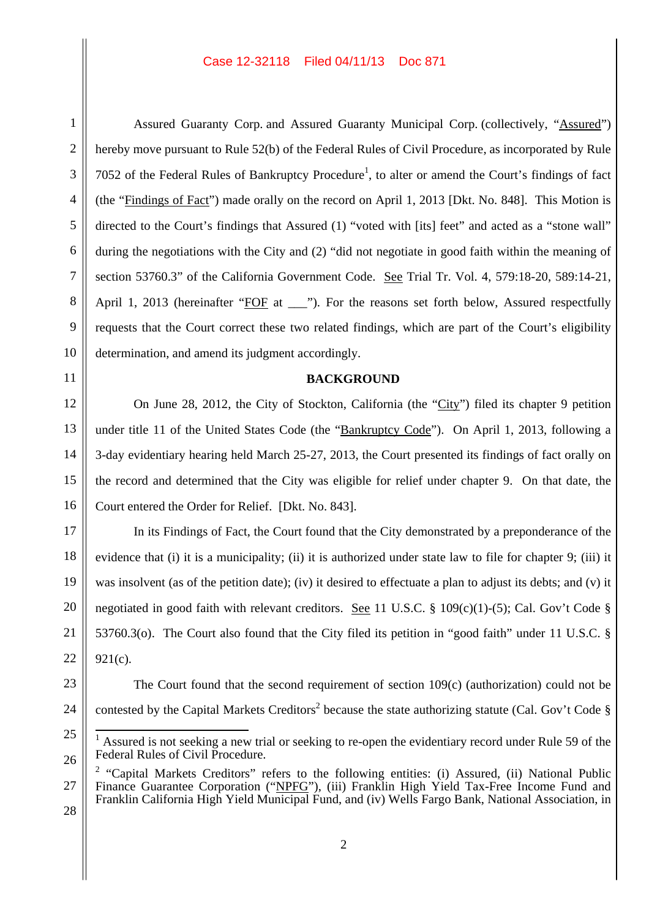Assured Guaranty Corp. and Assured Guaranty Municipal Corp. (collectively, "Assured") hereby move pursuant to Rule 52(b) of the Federal Rules of Civil Procedure, as incorporated by Rule 7052 of the Federal Rules of Bankruptcy Procedure[1], to alter or amend the Court's findings of fact (the "Findings of Fact") made orally on the record on April 1, 2013 [Dkt. No. 848]. This Motion is directed to the Court's findings that Assured (1) "voted with [its] feet" and acted as a "stone wall" during the negotiations with the City and (2) "did not negotiate in good faith within the meaning of section 53760.3" of the California Government Code. See Trial Tr. Vol. 4, 579:18-20, 589:14-21, April 1, 2013 (hereinafter "FOF at ___"). For the reasons set forth below, Assured respectfully requests that the Court correct these two related findings, which are part of the Court's eligibility determination, and amend its judgment accordingly.

## BACKGROUND

On June 28, 2012, the City of Stockton, California (the "City") filed its chapter 9 petition under title 11 of the United States Code (the "Bankruptcy Code"). On April 1, 2013, following a 3-day evidentiary hearing held March 25-27, 2013, the Court presented its findings of fact orally on the record and determined that the City was eligible for relief under chapter 9. On that date, the Court entered the Order for Relief. [Dkt. No. 843].

In its Findings of Fact, the Court found that the City demonstrated by a preponderance of the evidence that (i) it is a municipality; (ii) it is authorized under state law to file for chapter 9; (iii) it was insolvent (as of the petition date); (iv) it desired to effectuate a plan to adjust its debts; and (v) it negotiated in good faith with relevant creditors. See 11 U.S.C. § 109(c)(1)-(5); Cal. Gov't Code § 53760.3(o). The Court also found that the City filed its petition in "good faith" under 11 U.S.C. § 921(c).

The Court found that the second requirement of section 109(c) (authorization) could not be contested by the Capital Markets Creditors[2] because the state authorizing statute (Cal. Gov't Code §

---

[1] Assured is not seeking a new trial or seeking to re-open the evidentiary record under Rule 59 of the Federal Rules of Civil Procedure.

[2] "Capital Markets Creditors" refers to the following entities: (i) Assured, (ii) National Public Finance Guarantee Corporation ("NPFG"), (iii) Franklin High Yield Tax-Free Income Fund and Franklin California High Yield Municipal Fund, and (iv) Wells Fargo Bank, National Association, in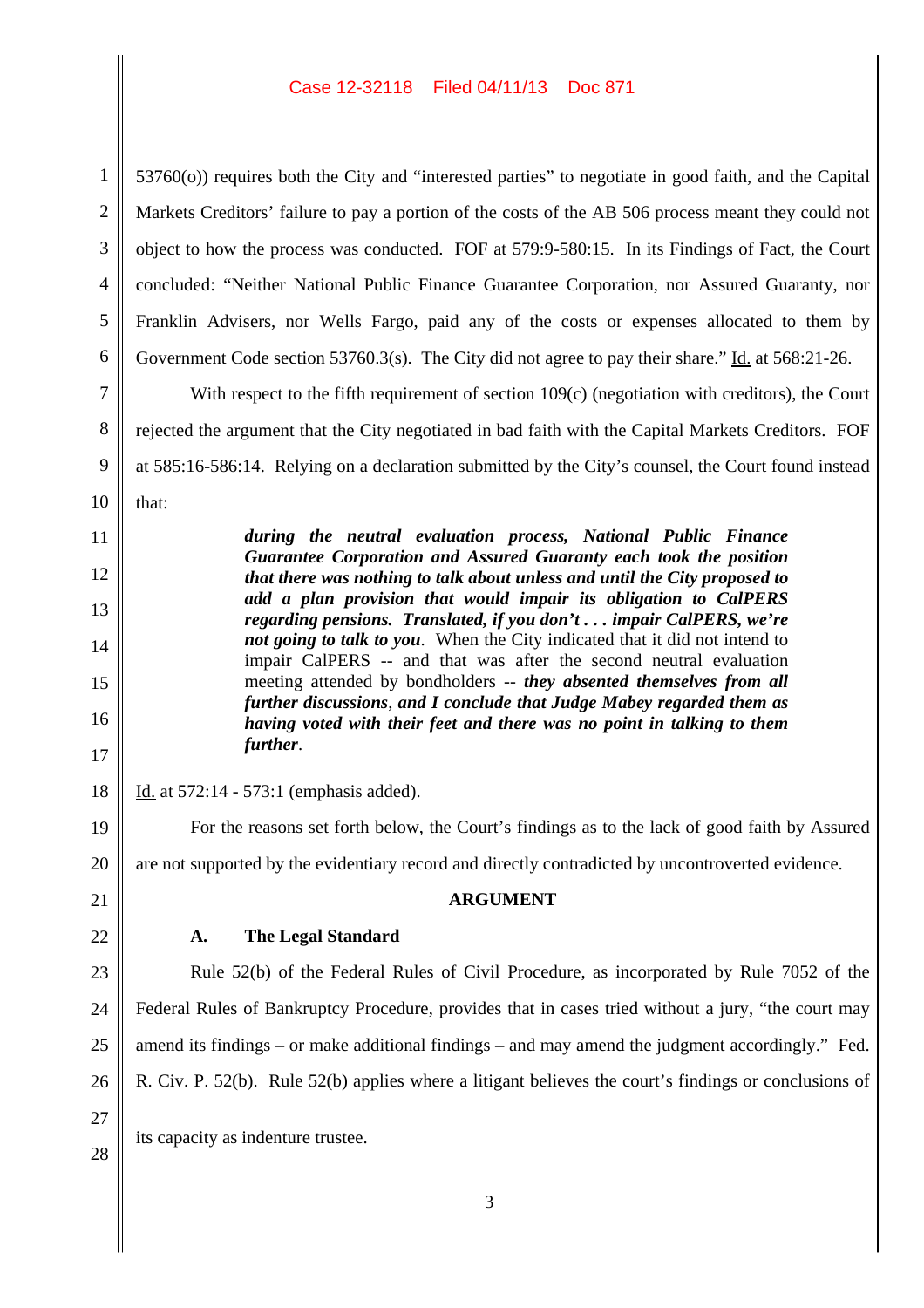53760(o)) requires both the City and "interested parties" to negotiate in good faith, and the Capital Markets Creditors' failure to pay a portion of the costs of the AB 506 process meant they could not object to how the process was conducted. FOF at 579:9-580:15. In its Findings of Fact, the Court concluded: "Neither National Public Finance Guarantee Corporation, nor Assured Guaranty, nor Franklin Advisers, nor Wells Fargo, paid any of the costs or expenses allocated to them by Government Code section 53760.3(s). The City did not agree to pay their share." Id. at 568:21-26.

With respect to the fifth requirement of section 109(c) (negotiation with creditors), the Court rejected the argument that the City negotiated in bad faith with the Capital Markets Creditors. FOF at 585:16-586:14. Relying on a declaration submitted by the City's counsel, the Court found instead that:

> ***during the neutral evaluation process, National Public Finance Guarantee Corporation and Assured Guaranty each took the position that there was nothing to talk about unless and until the City proposed to add a plan provision that would impair its obligation to CalPERS regarding pensions. Translated, if you don't . . . impair CalPERS, we're not going to talk to you***. When the City indicated that it did not intend to impair CalPERS -- and that was after the second neutral evaluation meeting attended by bondholders -- ***they absented themselves from all further discussions***, ***and I conclude that Judge Mabey regarded them as having voted with their feet and there was no point in talking to them further***.

Id. at 572:14 - 573:1 (emphasis added).

For the reasons set forth below, the Court's findings as to the lack of good faith by Assured are not supported by the evidentiary record and directly contradicted by uncontroverted evidence.

## ARGUMENT

### A. The Legal Standard

Rule 52(b) of the Federal Rules of Civil Procedure, as incorporated by Rule 7052 of the Federal Rules of Bankruptcy Procedure, provides that in cases tried without a jury, "the court may amend its findings – or make additional findings – and may amend the judgment accordingly." Fed. R. Civ. P. 52(b). Rule 52(b) applies where a litigant believes the court's findings or conclusions of

---

its capacity as indenture trustee.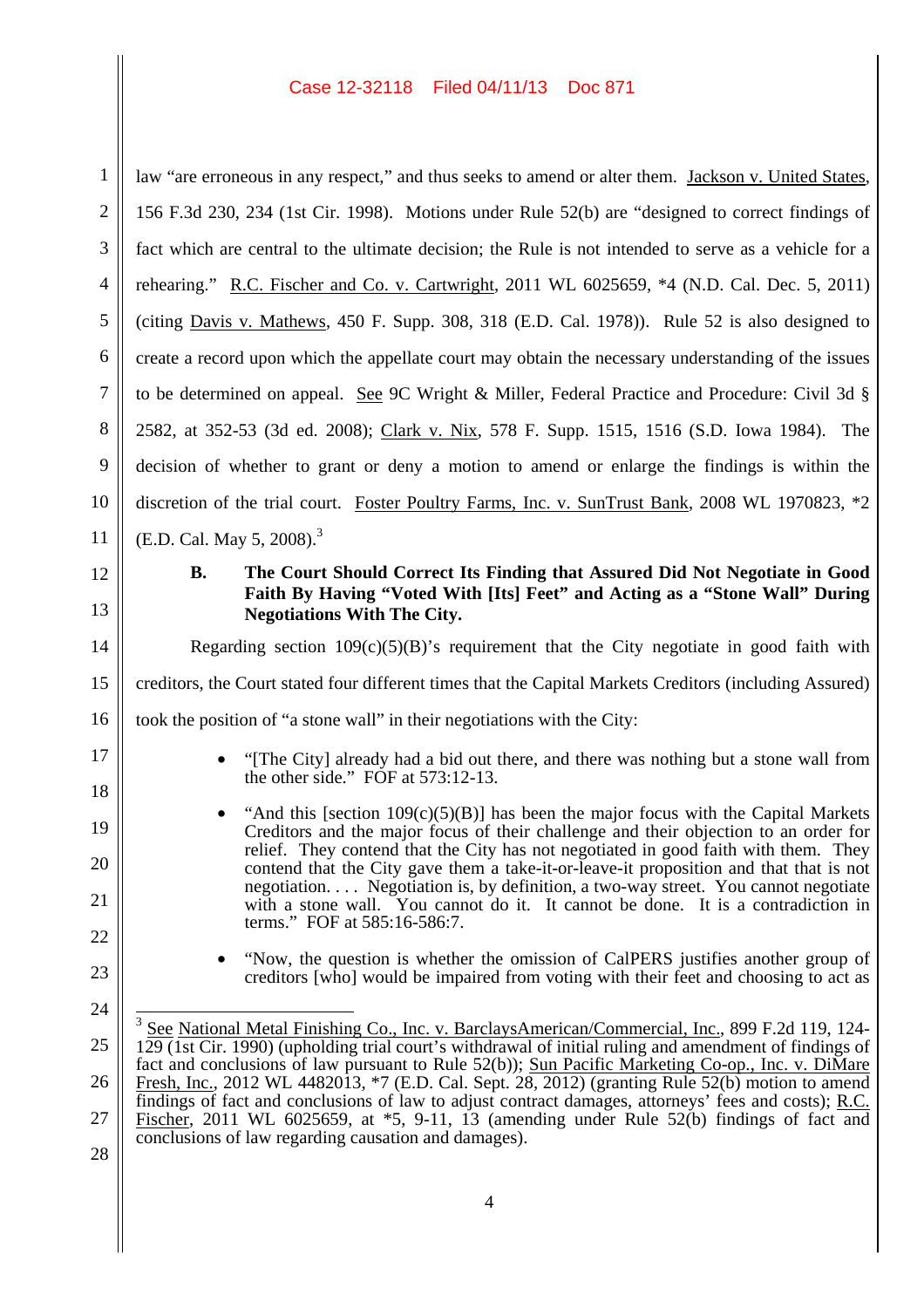law "are erroneous in any respect," and thus seeks to amend or alter them. Jackson v. United States, 156 F.3d 230, 234 (1st Cir. 1998). Motions under Rule 52(b) are "designed to correct findings of fact which are central to the ultimate decision; the Rule is not intended to serve as a vehicle for a rehearing." R.C. Fischer and Co. v. Cartwright, 2011 WL 6025659, \*4 (N.D. Cal. Dec. 5, 2011) (citing Davis v. Mathews, 450 F. Supp. 308, 318 (E.D. Cal. 1978)). Rule 52 is also designed to create a record upon which the appellate court may obtain the necessary understanding of the issues to be determined on appeal. See 9C Wright & Miller, Federal Practice and Procedure: Civil 3d § 2582, at 352-53 (3d ed. 2008); Clark v. Nix, 578 F. Supp. 1515, 1516 (S.D. Iowa 1984). The decision of whether to grant or deny a motion to amend or enlarge the findings is within the discretion of the trial court. Foster Poultry Farms, Inc. v. SunTrust Bank, 2008 WL 1970823, \*2 (E.D. Cal. May 5, 2008).[3]

### B. The Court Should Correct Its Finding that Assured Did Not Negotiate in Good Faith By Having "Voted With [Its] Feet" and Acting as a "Stone Wall" During Negotiations With The City.

Regarding section 109(c)(5)(B)'s requirement that the City negotiate in good faith with creditors, the Court stated four different times that the Capital Markets Creditors (including Assured) took the position of "a stone wall" in their negotiations with the City:

- "[The City] already had a bid out there, and there was nothing but a stone wall from the other side." FOF at 573:12-13.
- "And this [section 109(c)(5)(B)] has been the major focus with the Capital Markets Creditors and the major focus of their challenge and their objection to an order for relief. They contend that the City has not negotiated in good faith with them. They contend that the City gave them a take-it-or-leave-it proposition and that that is not negotiation. . . . Negotiation is, by definition, a two-way street. You cannot negotiate with a stone wall. You cannot do it. It cannot be done. It is a contradiction in terms." FOF at 585:16-586:7.
- "Now, the question is whether the omission of CalPERS justifies another group of creditors [who] would be impaired from voting with their feet and choosing to act as

[3] See National Metal Finishing Co., Inc. v. BarclaysAmerican/Commercial, Inc., 899 F.2d 119, 124-129 (1st Cir. 1990) (upholding trial court's withdrawal of initial ruling and amendment of findings of fact and conclusions of law pursuant to Rule 52(b)); Sun Pacific Marketing Co-op., Inc. v. DiMare Fresh, Inc., 2012 WL 4482013, \*7 (E.D. Cal. Sept. 28, 2012) (granting Rule 52(b) motion to amend findings of fact and conclusions of law to adjust contract damages, attorneys' fees and costs); R.C. Fischer, 2011 WL 6025659, at \*5, 9-11, 13 (amending under Rule 52(b) findings of fact and conclusions of law regarding causation and damages).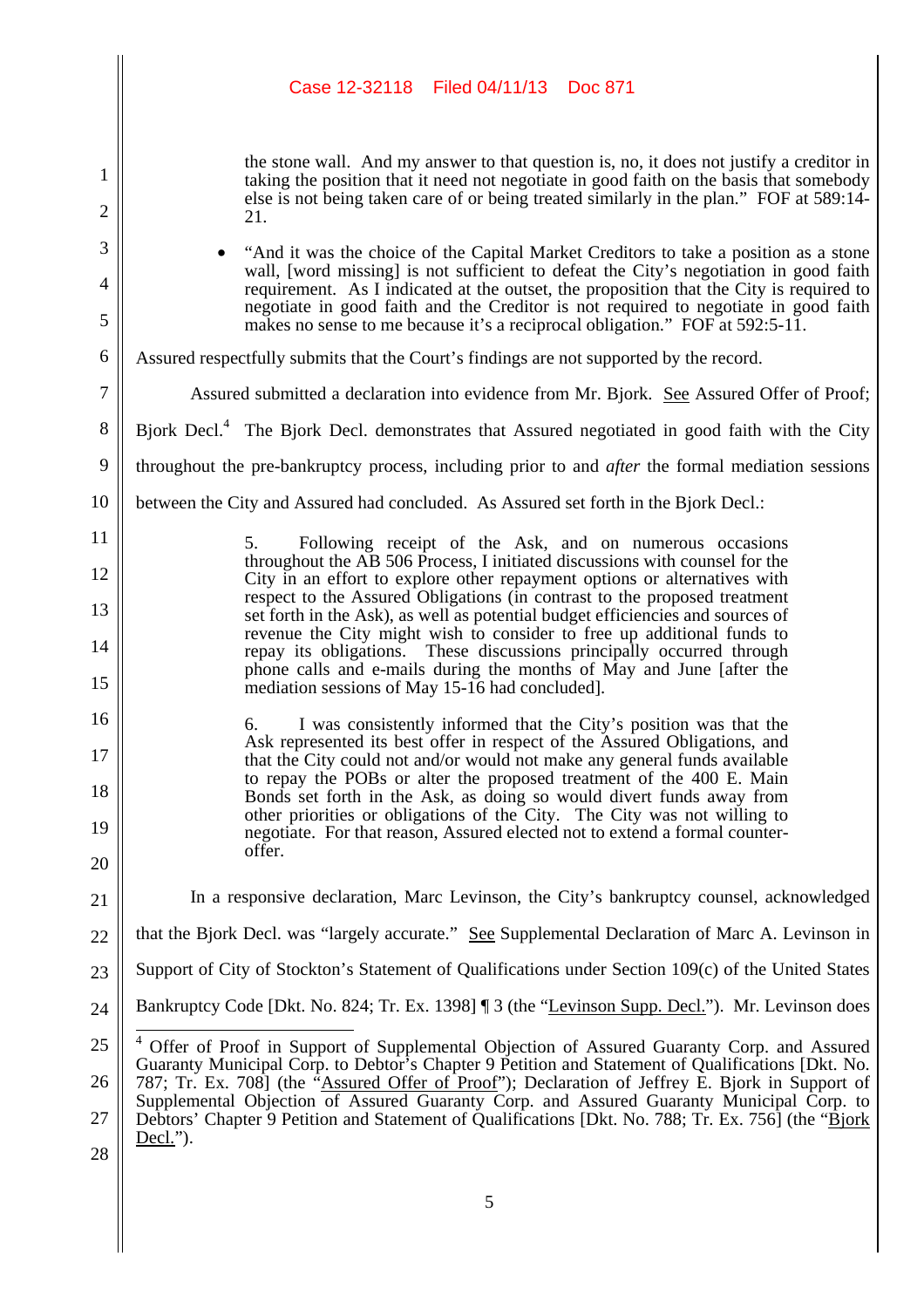the stone wall. And my answer to that question is, no, it does not justify a creditor in taking the position that it need not negotiate in good faith on the basis that somebody else is not being taken care of or being treated similarly in the plan." FOF at 589:14-21.

- "And it was the choice of the Capital Market Creditors to take a position as a stone wall, [word missing] is not sufficient to defeat the City's negotiation in good faith requirement. As I indicated at the outset, the proposition that the City is required to negotiate in good faith and the Creditor is not required to negotiate in good faith makes no sense to me because it's a reciprocal obligation." FOF at 592:5-11.

Assured respectfully submits that the Court's findings are not supported by the record.

Assured submitted a declaration into evidence from Mr. Bjork. See Assured Offer of Proof; Bjork Decl.[4] The Bjork Decl. demonstrates that Assured negotiated in good faith with the City throughout the pre-bankruptcy process, including prior to and *after* the formal mediation sessions between the City and Assured had concluded. As Assured set forth in the Bjork Decl.:

> 5. Following receipt of the Ask, and on numerous occasions throughout the AB 506 Process, I initiated discussions with counsel for the City in an effort to explore other repayment options or alternatives with respect to the Assured Obligations (in contrast to the proposed treatment set forth in the Ask), as well as potential budget efficiencies and sources of revenue the City might wish to consider to free up additional funds to repay its obligations. These discussions principally occurred through phone calls and e-mails during the months of May and June [after the mediation sessions of May 15-16 had concluded].
>
> 6. I was consistently informed that the City's position was that the Ask represented its best offer in respect of the Assured Obligations, and that the City could not and/or would not make any general funds available to repay the POBs or alter the proposed treatment of the 400 E. Main Bonds set forth in the Ask, as doing so would divert funds away from other priorities or obligations of the City. The City was not willing to negotiate. For that reason, Assured elected not to extend a formal counter-offer.

In a responsive declaration, Marc Levinson, the City's bankruptcy counsel, acknowledged that the Bjork Decl. was "largely accurate." See Supplemental Declaration of Marc A. Levinson in Support of City of Stockton's Statement of Qualifications under Section 109(c) of the United States Bankruptcy Code [Dkt. No. 824; Tr. Ex. 1398] ¶ 3 (the "Levinson Supp. Decl."). Mr. Levinson does

---

[4] Offer of Proof in Support of Supplemental Objection of Assured Guaranty Corp. and Assured Guaranty Municipal Corp. to Debtor's Chapter 9 Petition and Statement of Qualifications [Dkt. No. 787; Tr. Ex. 708] (the "Assured Offer of Proof"); Declaration of Jeffrey E. Bjork in Support of Supplemental Objection of Assured Guaranty Corp. and Assured Guaranty Municipal Corp. to Debtors' Chapter 9 Petition and Statement of Qualifications [Dkt. No. 788; Tr. Ex. 756] (the "Bjork Decl.").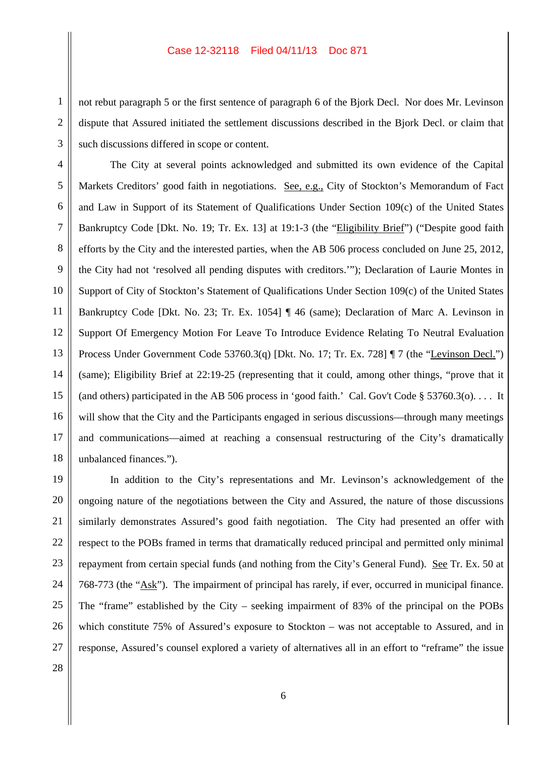not rebut paragraph 5 or the first sentence of paragraph 6 of the Bjork Decl. Nor does Mr. Levinson dispute that Assured initiated the settlement discussions described in the Bjork Decl. or claim that such discussions differed in scope or content.

The City at several points acknowledged and submitted its own evidence of the Capital Markets Creditors' good faith in negotiations. See, e.g., City of Stockton's Memorandum of Fact and Law in Support of its Statement of Qualifications Under Section 109(c) of the United States Bankruptcy Code [Dkt. No. 19; Tr. Ex. 13] at 19:1-3 (the "Eligibility Brief") ("Despite good faith efforts by the City and the interested parties, when the AB 506 process concluded on June 25, 2012, the City had not 'resolved all pending disputes with creditors.'"); Declaration of Laurie Montes in Support of City of Stockton's Statement of Qualifications Under Section 109(c) of the United States Bankruptcy Code [Dkt. No. 23; Tr. Ex. 1054] ¶ 46 (same); Declaration of Marc A. Levinson in Support Of Emergency Motion For Leave To Introduce Evidence Relating To Neutral Evaluation Process Under Government Code 53760.3(q) [Dkt. No. 17; Tr. Ex. 728] ¶ 7 (the "Levinson Decl.") (same); Eligibility Brief at 22:19-25 (representing that it could, among other things, "prove that it (and others) participated in the AB 506 process in 'good faith.' Cal. Gov't Code § 53760.3(o). . . . It will show that the City and the Participants engaged in serious discussions—through many meetings and communications—aimed at reaching a consensual restructuring of the City's dramatically unbalanced finances.").

In addition to the City's representations and Mr. Levinson's acknowledgement of the ongoing nature of the negotiations between the City and Assured, the nature of those discussions similarly demonstrates Assured's good faith negotiation. The City had presented an offer with respect to the POBs framed in terms that dramatically reduced principal and permitted only minimal repayment from certain special funds (and nothing from the City's General Fund). See Tr. Ex. 50 at 768-773 (the "Ask"). The impairment of principal has rarely, if ever, occurred in municipal finance. The "frame" established by the City – seeking impairment of 83% of the principal on the POBs which constitute 75% of Assured's exposure to Stockton – was not acceptable to Assured, and in response, Assured's counsel explored a variety of alternatives all in an effort to "reframe" the issue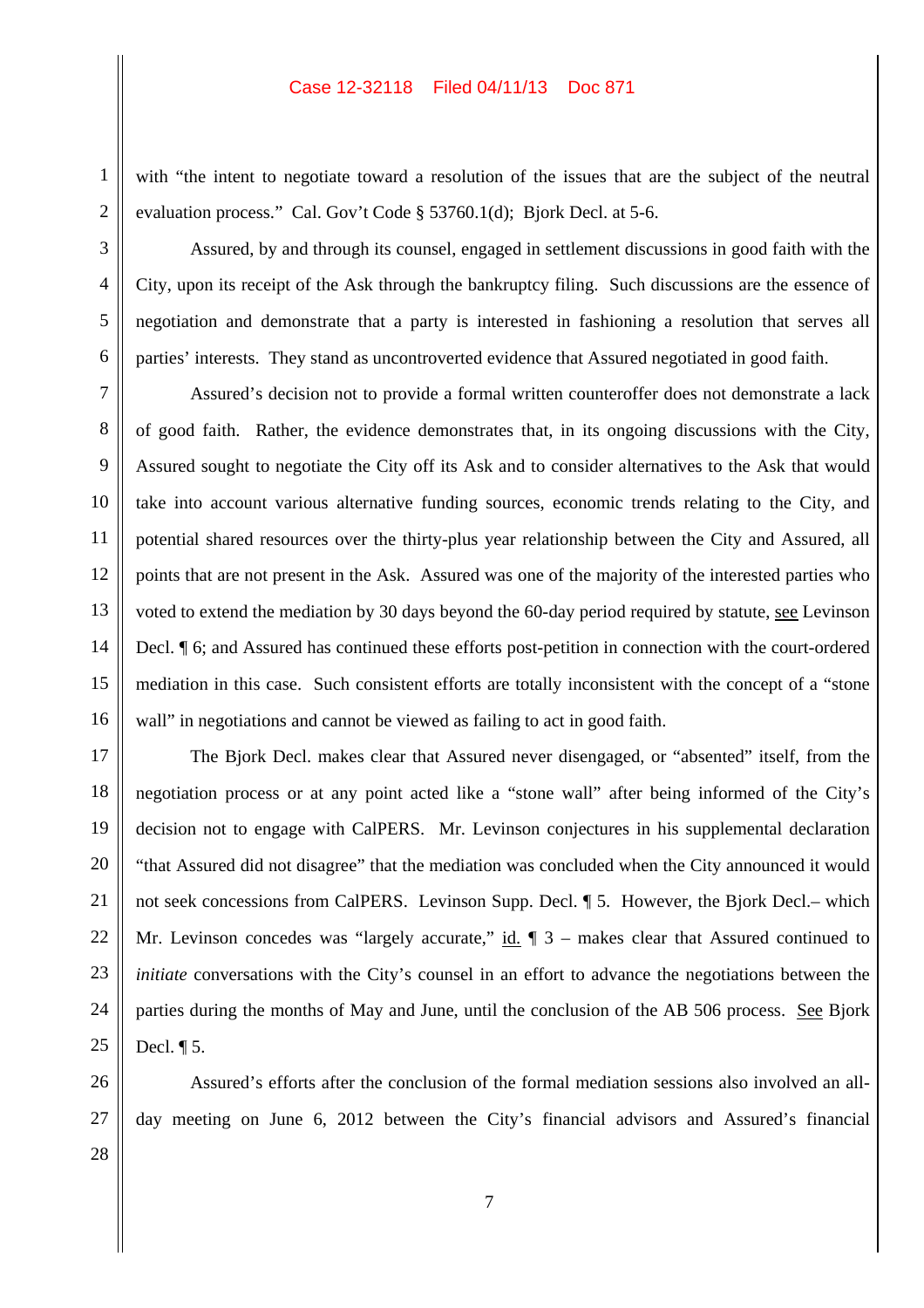with "the intent to negotiate toward a resolution of the issues that are the subject of the neutral evaluation process." Cal. Gov't Code § 53760.1(d); Bjork Decl. at 5-6.

Assured, by and through its counsel, engaged in settlement discussions in good faith with the City, upon its receipt of the Ask through the bankruptcy filing. Such discussions are the essence of negotiation and demonstrate that a party is interested in fashioning a resolution that serves all parties' interests. They stand as uncontroverted evidence that Assured negotiated in good faith.

Assured's decision not to provide a formal written counteroffer does not demonstrate a lack of good faith. Rather, the evidence demonstrates that, in its ongoing discussions with the City, Assured sought to negotiate the City off its Ask and to consider alternatives to the Ask that would take into account various alternative funding sources, economic trends relating to the City, and potential shared resources over the thirty-plus year relationship between the City and Assured, all points that are not present in the Ask. Assured was one of the majority of the interested parties who voted to extend the mediation by 30 days beyond the 60-day period required by statute, see Levinson Decl. ¶ 6; and Assured has continued these efforts post-petition in connection with the court-ordered mediation in this case. Such consistent efforts are totally inconsistent with the concept of a "stone wall" in negotiations and cannot be viewed as failing to act in good faith.

The Bjork Decl. makes clear that Assured never disengaged, or "absented" itself, from the negotiation process or at any point acted like a "stone wall" after being informed of the City's decision not to engage with CalPERS. Mr. Levinson conjectures in his supplemental declaration "that Assured did not disagree" that the mediation was concluded when the City announced it would not seek concessions from CalPERS. Levinson Supp. Decl. ¶ 5. However, the Bjork Decl.– which Mr. Levinson concedes was "largely accurate," id. ¶ 3 – makes clear that Assured continued to *initiate* conversations with the City's counsel in an effort to advance the negotiations between the parties during the months of May and June, until the conclusion of the AB 506 process. See Bjork Decl. ¶ 5.

Assured's efforts after the conclusion of the formal mediation sessions also involved an all-day meeting on June 6, 2012 between the City's financial advisors and Assured's financial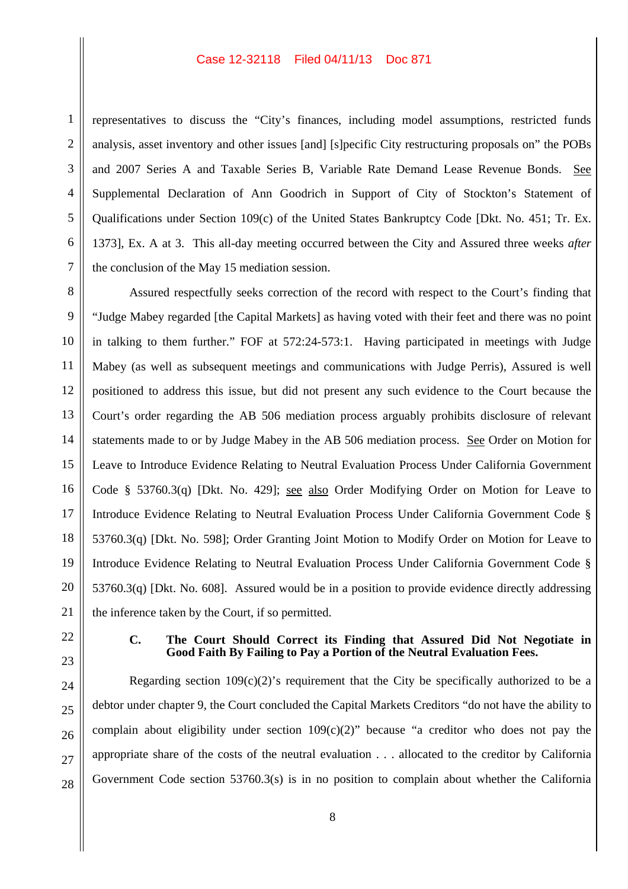representatives to discuss the "City's finances, including model assumptions, restricted funds analysis, asset inventory and other issues [and] [s]pecific City restructuring proposals on" the POBs and 2007 Series A and Taxable Series B, Variable Rate Demand Lease Revenue Bonds. See Supplemental Declaration of Ann Goodrich in Support of City of Stockton's Statement of Qualifications under Section 109(c) of the United States Bankruptcy Code [Dkt. No. 451; Tr. Ex. 1373], Ex. A at 3. This all-day meeting occurred between the City and Assured three weeks *after* the conclusion of the May 15 mediation session.

Assured respectfully seeks correction of the record with respect to the Court's finding that "Judge Mabey regarded [the Capital Markets] as having voted with their feet and there was no point in talking to them further." FOF at 572:24-573:1. Having participated in meetings with Judge Mabey (as well as subsequent meetings and communications with Judge Perris), Assured is well positioned to address this issue, but did not present any such evidence to the Court because the Court's order regarding the AB 506 mediation process arguably prohibits disclosure of relevant statements made to or by Judge Mabey in the AB 506 mediation process. See Order on Motion for Leave to Introduce Evidence Relating to Neutral Evaluation Process Under California Government Code § 53760.3(q) [Dkt. No. 429]; see also Order Modifying Order on Motion for Leave to Introduce Evidence Relating to Neutral Evaluation Process Under California Government Code § 53760.3(q) [Dkt. No. 598]; Order Granting Joint Motion to Modify Order on Motion for Leave to Introduce Evidence Relating to Neutral Evaluation Process Under California Government Code § 53760.3(q) [Dkt. No. 608]. Assured would be in a position to provide evidence directly addressing the inference taken by the Court, if so permitted.

### C. The Court Should Correct its Finding that Assured Did Not Negotiate in Good Faith By Failing to Pay a Portion of the Neutral Evaluation Fees.

Regarding section 109(c)(2)'s requirement that the City be specifically authorized to be a debtor under chapter 9, the Court concluded the Capital Markets Creditors "do not have the ability to complain about eligibility under section 109(c)(2)" because "a creditor who does not pay the appropriate share of the costs of the neutral evaluation . . . allocated to the creditor by California Government Code section 53760.3(s) is in no position to complain about whether the California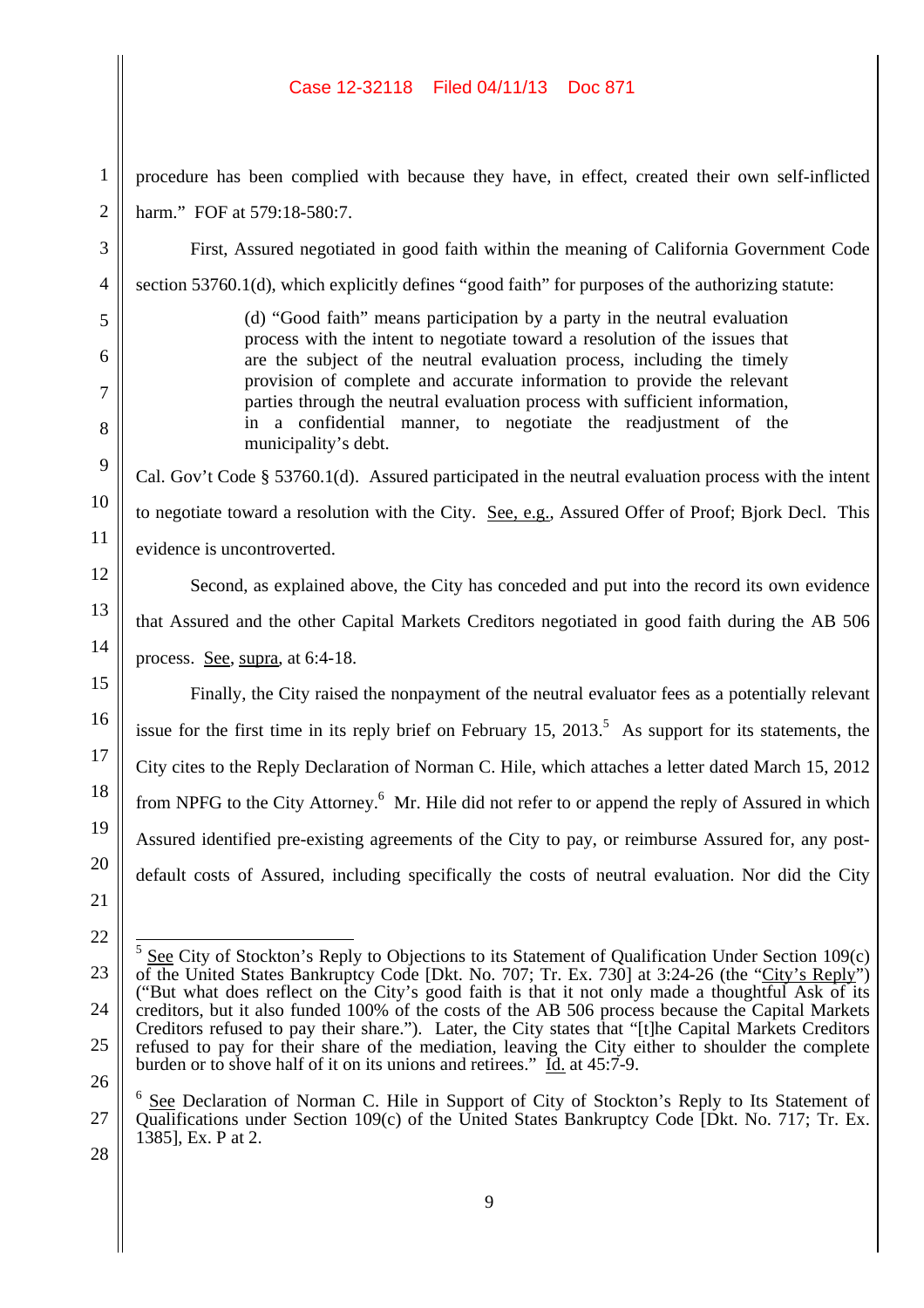procedure has been complied with because they have, in effect, created their own self-inflicted harm." FOF at 579:18-580:7.

First, Assured negotiated in good faith within the meaning of California Government Code section 53760.1(d), which explicitly defines "good faith" for purposes of the authorizing statute:

> (d) "Good faith" means participation by a party in the neutral evaluation process with the intent to negotiate toward a resolution of the issues that are the subject of the neutral evaluation process, including the timely provision of complete and accurate information to provide the relevant parties through the neutral evaluation process with sufficient information, in a confidential manner, to negotiate the readjustment of the municipality's debt.

Cal. Gov't Code § 53760.1(d). Assured participated in the neutral evaluation process with the intent to negotiate toward a resolution with the City. See, e.g., Assured Offer of Proof; Bjork Decl. This evidence is uncontroverted.

Second, as explained above, the City has conceded and put into the record its own evidence that Assured and the other Capital Markets Creditors negotiated in good faith during the AB 506 process. See, supra, at 6:4-18.

Finally, the City raised the nonpayment of the neutral evaluator fees as a potentially relevant issue for the first time in its reply brief on February 15, 2013.[5] As support for its statements, the City cites to the Reply Declaration of Norman C. Hile, which attaches a letter dated March 15, 2012 from NPFG to the City Attorney.[6] Mr. Hile did not refer to or append the reply of Assured in which Assured identified pre-existing agreements of the City to pay, or reimburse Assured for, any post-default costs of Assured, including specifically the costs of neutral evaluation. Nor did the City

---

[5] See City of Stockton's Reply to Objections to its Statement of Qualification Under Section 109(c) of the United States Bankruptcy Code [Dkt. No. 707; Tr. Ex. 730] at 3:24-26 (the "City's Reply") ("But what does reflect on the City's good faith is that it not only made a thoughtful Ask of its creditors, but it also funded 100% of the costs of the AB 506 process because the Capital Markets Creditors refused to pay their share."). Later, the City states that "[t]he Capital Markets Creditors refused to pay for their share of the mediation, leaving the City either to shoulder the complete burden or to shove half of it on its unions and retirees." Id. at 45:7-9.

[6] See Declaration of Norman C. Hile in Support of City of Stockton's Reply to Its Statement of Qualifications under Section 109(c) of the United States Bankruptcy Code [Dkt. No. 717; Tr. Ex. 1385], Ex. P at 2.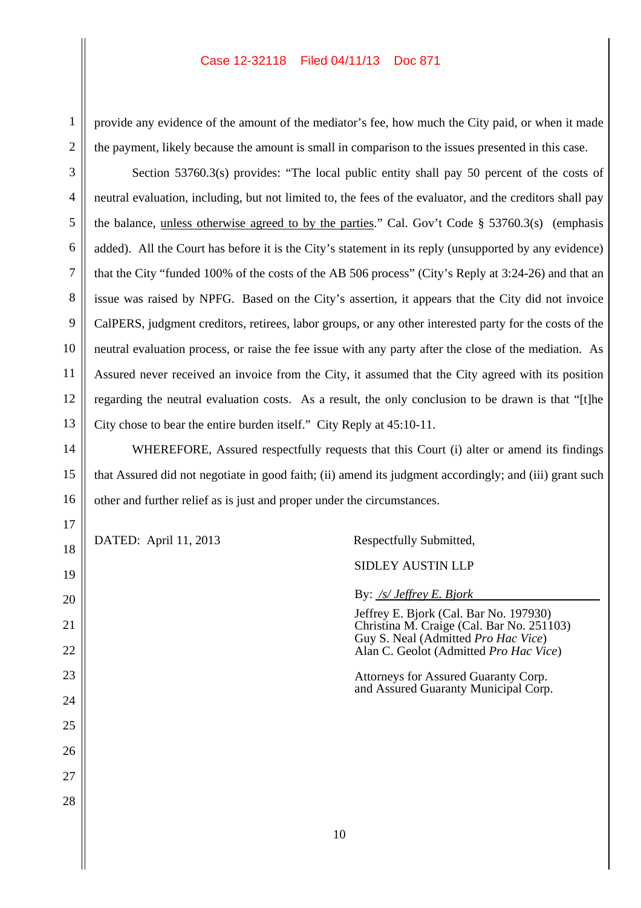provide any evidence of the amount of the mediator's fee, how much the City paid, or when it made the payment, likely because the amount is small in comparison to the issues presented in this case.

Section 53760.3(s) provides: "The local public entity shall pay 50 percent of the costs of neutral evaluation, including, but not limited to, the fees of the evaluator, and the creditors shall pay the balance, unless otherwise agreed to by the parties." Cal. Gov't Code § 53760.3(s) (emphasis added). All the Court has before it is the City's statement in its reply (unsupported by any evidence) that the City "funded 100% of the costs of the AB 506 process" (City's Reply at 3:24-26) and that an issue was raised by NPFG. Based on the City's assertion, it appears that the City did not invoice CalPERS, judgment creditors, retirees, labor groups, or any other interested party for the costs of the neutral evaluation process, or raise the fee issue with any party after the close of the mediation. As Assured never received an invoice from the City, it assumed that the City agreed with its position regarding the neutral evaluation costs. As a result, the only conclusion to be drawn is that "[t]he City chose to bear the entire burden itself." City Reply at 45:10-11.

WHEREFORE, Assured respectfully requests that this Court (i) alter or amend its findings that Assured did not negotiate in good faith; (ii) amend its judgment accordingly; and (iii) grant such other and further relief as is just and proper under the circumstances.

DATED: April 11, 2013

Respectfully Submitted,

SIDLEY AUSTIN LLP

By: */s/ Jeffrey E. Bjork*

Jeffrey E. Bjork (Cal. Bar No. 197930)
Christina M. Craige (Cal. Bar No. 251103)
Guy S. Neal (Admitted *Pro Hac Vice*)
Alan C. Geolot (Admitted *Pro Hac Vice*)

Attorneys for Assured Guaranty Corp. and Assured Guaranty Municipal Corp.